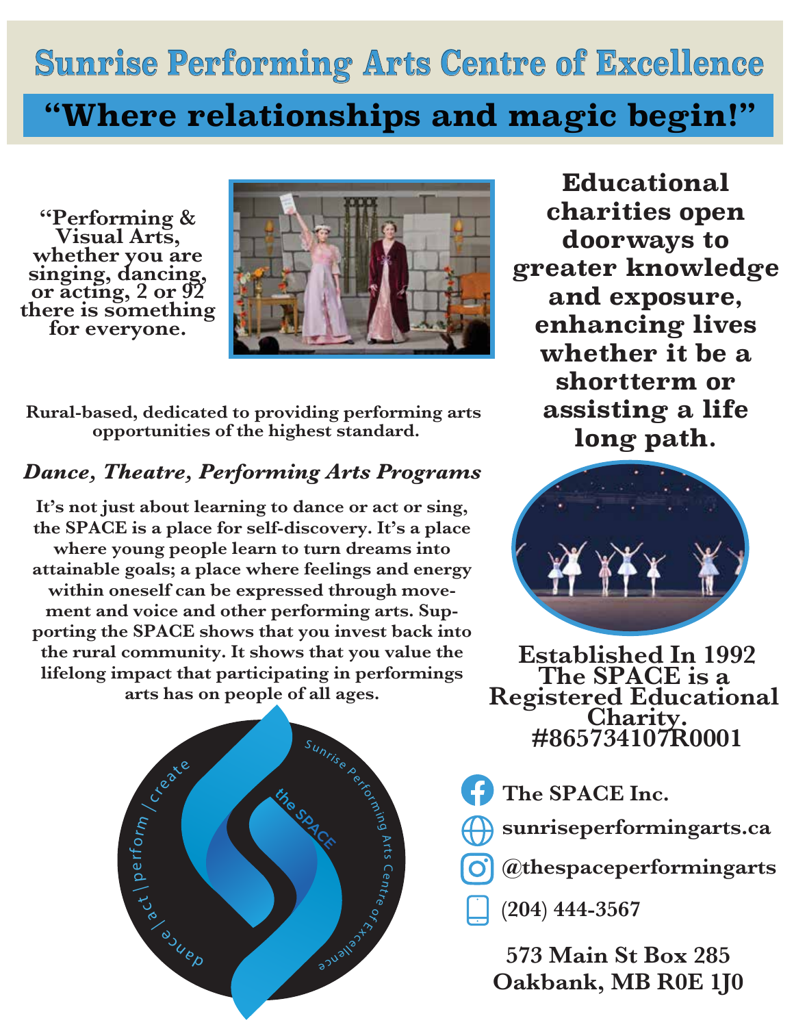# Sunrise Performing Arts Centre of Excellence

## "Where relationships and magic begin!"

**"Performing & Visual Arts, whether you are singing, dancing, or acting, 2 or 92 there is something for everyone.**

**Educational charities open doorways to greater knowledge and exposure, enhancing lives whether it be a shortterm or assisting a life long path.**

**Rural-based, dedicated to providing performing arts opportunities of the highest standard.**

### *Dance, Theatre, Performing Arts Programs*

**It's not just about learning to dance or act or sing, the SPACE is a place for self-discovery. It's a place where young people learn to turn dreams into attainable goals; a place where feelings and energy within oneself can be expressed through movement and voice and other performing arts. Supporting the SPACE shows that you invest back into the rural community. It shows that you value the lifelong impact that participating in performings arts has on people of all ages.**

**Established In 1992 The SPACE is a Registered Educational Charity. #865734107R0001**

**The SPACE Inc.**

**sunriseperformingarts.ca**

**@thespaceperformingarts**

**(204) 444-3567**

**573 Main St Box 285**
**Oakbank, MB R0E 1J0**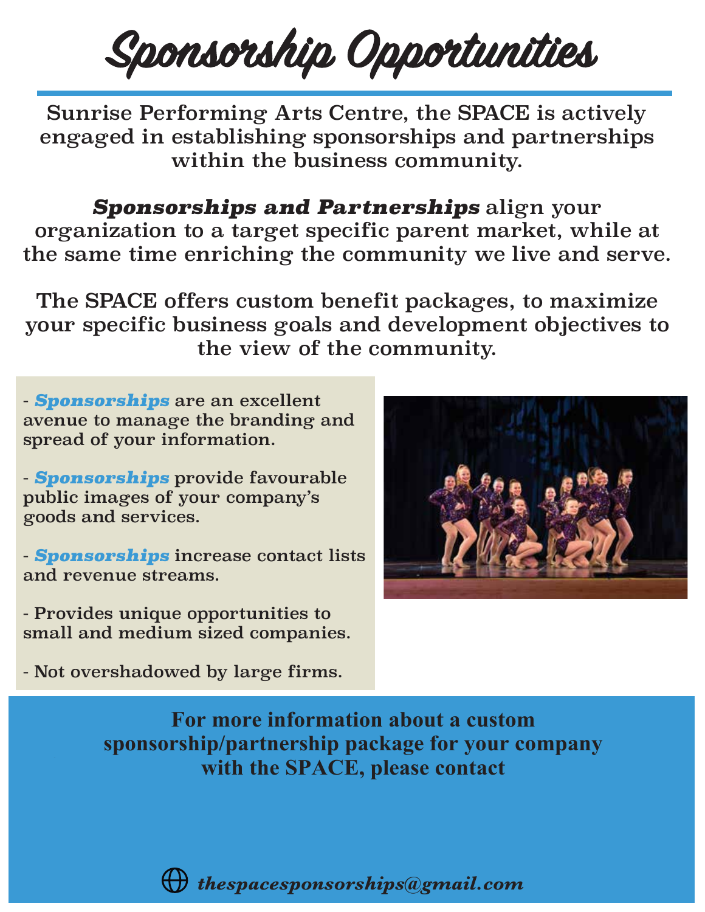# Sponsorship Opportunities

Sunrise Performing Arts Centre, the SPACE is actively engaged in establishing sponsorships and partnerships within the business community.

***Sponsorships and Partnerships*** align your organization to a target specific parent market, while at the same time enriching the community we live and serve.

The SPACE offers custom benefit packages, to maximize your specific business goals and development objectives to the view of the community.

- ***Sponsorships*** are an excellent avenue to manage the branding and spread of your information.
- ***Sponsorships*** provide favourable public images of your company's goods and services.
- ***Sponsorships*** increase contact lists and revenue streams.
- Provides unique opportunities to small and medium sized companies.
- Not overshadowed by large firms.

**For more information about a custom sponsorship/partnership package for your company with the SPACE, please contact**

***thespacesponsorships@gmail.com***